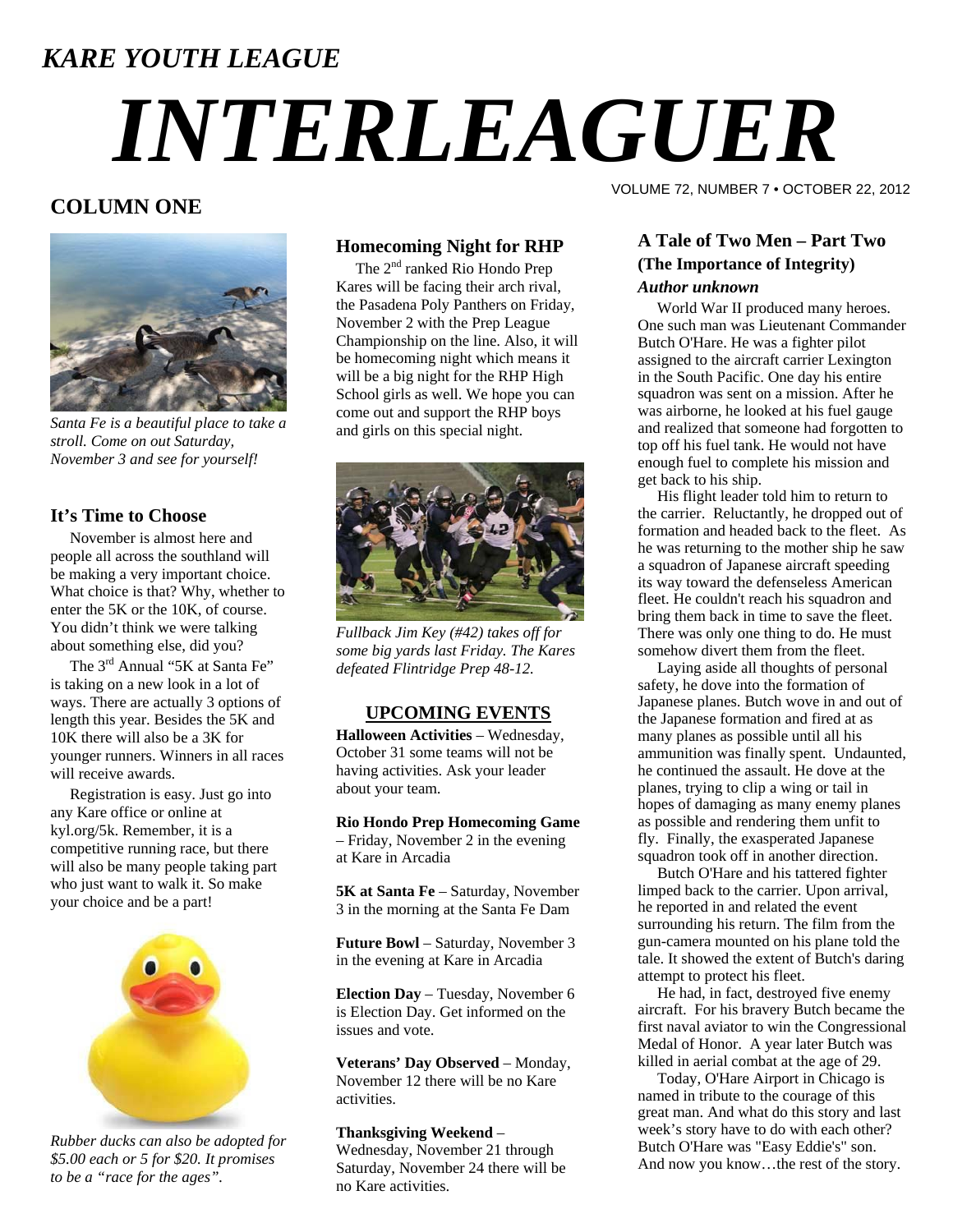*KARE YOUTH LEAGUE*

# *INTERLEAGUER*

VOLUME 72, NUMBER 7 • OCTOBER 22, 2012

## COLUMN ONE

*Santa Fe is a beautiful place to take a stroll. Come on out Saturday, November 3 and see for yourself!*

### It's Time to Choose

November is almost here and people all across the southland will be making a very important choice. What choice is that? Why, whether to enter the 5K or the 10K, of course. You didn't think we were talking about something else, did you?

The 3rd Annual "5K at Santa Fe" is taking on a new look in a lot of ways. There are actually 3 options of length this year. Besides the 5K and 10K there will also be a 3K for younger runners. Winners in all races will receive awards.

Registration is easy. Just go into any Kare office or online at kyl.org/5k. Remember, it is a competitive running race, but there will also be many people taking part who just want to walk it. So make your choice and be a part!

*Rubber ducks can also be adopted for $5.00 each or 5 for $20. It promises to be a "race for the ages".*

### Homecoming Night for RHP

The 2nd ranked Rio Hondo Prep Kares will be facing their arch rival, the Pasadena Poly Panthers on Friday, November 2 with the Prep League Championship on the line. Also, it will be homecoming night which means it will be a big night for the RHP High School girls as well. We hope you can come out and support the RHP boys and girls on this special night.

*Fullback Jim Key (#42) takes off for some big yards last Friday. The Kares defeated Flintridge Prep 48-12.*

### UPCOMING EVENTS

**Halloween Activities** – Wednesday, October 31 some teams will not be having activities. Ask your leader about your team.

**Rio Hondo Prep Homecoming Game** – Friday, November 2 in the evening at Kare in Arcadia

**5K at Santa Fe** – Saturday, November 3 in the morning at the Santa Fe Dam

**Future Bowl** – Saturday, November 3 in the evening at Kare in Arcadia

**Election Day** – Tuesday, November 6 is Election Day. Get informed on the issues and vote.

**Veterans' Day Observed** – Monday, November 12 there will be no Kare activities.

**Thanksgiving Weekend** – Wednesday, November 21 through Saturday, November 24 there will be no Kare activities.

### A Tale of Two Men – Part Two (The Importance of Integrity)

***Author unknown***

World War II produced many heroes. One such man was Lieutenant Commander Butch O'Hare. He was a fighter pilot assigned to the aircraft carrier Lexington in the South Pacific. One day his entire squadron was sent on a mission. After he was airborne, he looked at his fuel gauge and realized that someone had forgotten to top off his fuel tank. He would not have enough fuel to complete his mission and get back to his ship.

His flight leader told him to return to the carrier. Reluctantly, he dropped out of formation and headed back to the fleet. As he was returning to the mother ship he saw a squadron of Japanese aircraft speeding its way toward the defenseless American fleet. He couldn't reach his squadron and bring them back in time to save the fleet. There was only one thing to do. He must somehow divert them from the fleet.

Laying aside all thoughts of personal safety, he dove into the formation of Japanese planes. Butch wove in and out of the Japanese formation and fired at as many planes as possible until all his ammunition was finally spent. Undaunted, he continued the assault. He dove at the planes, trying to clip a wing or tail in hopes of damaging as many enemy planes as possible and rendering them unfit to fly. Finally, the exasperated Japanese squadron took off in another direction.

Butch O'Hare and his tattered fighter limped back to the carrier. Upon arrival, he reported in and related the event surrounding his return. The film from the gun-camera mounted on his plane told the tale. It showed the extent of Butch's daring attempt to protect his fleet.

He had, in fact, destroyed five enemy aircraft. For his bravery Butch became the first naval aviator to win the Congressional Medal of Honor. A year later Butch was killed in aerial combat at the age of 29.

Today, O'Hare Airport in Chicago is named in tribute to the courage of this great man. And what do this story and last week's story have to do with each other? Butch O'Hare was "Easy Eddie's" son. And now you know…the rest of the story.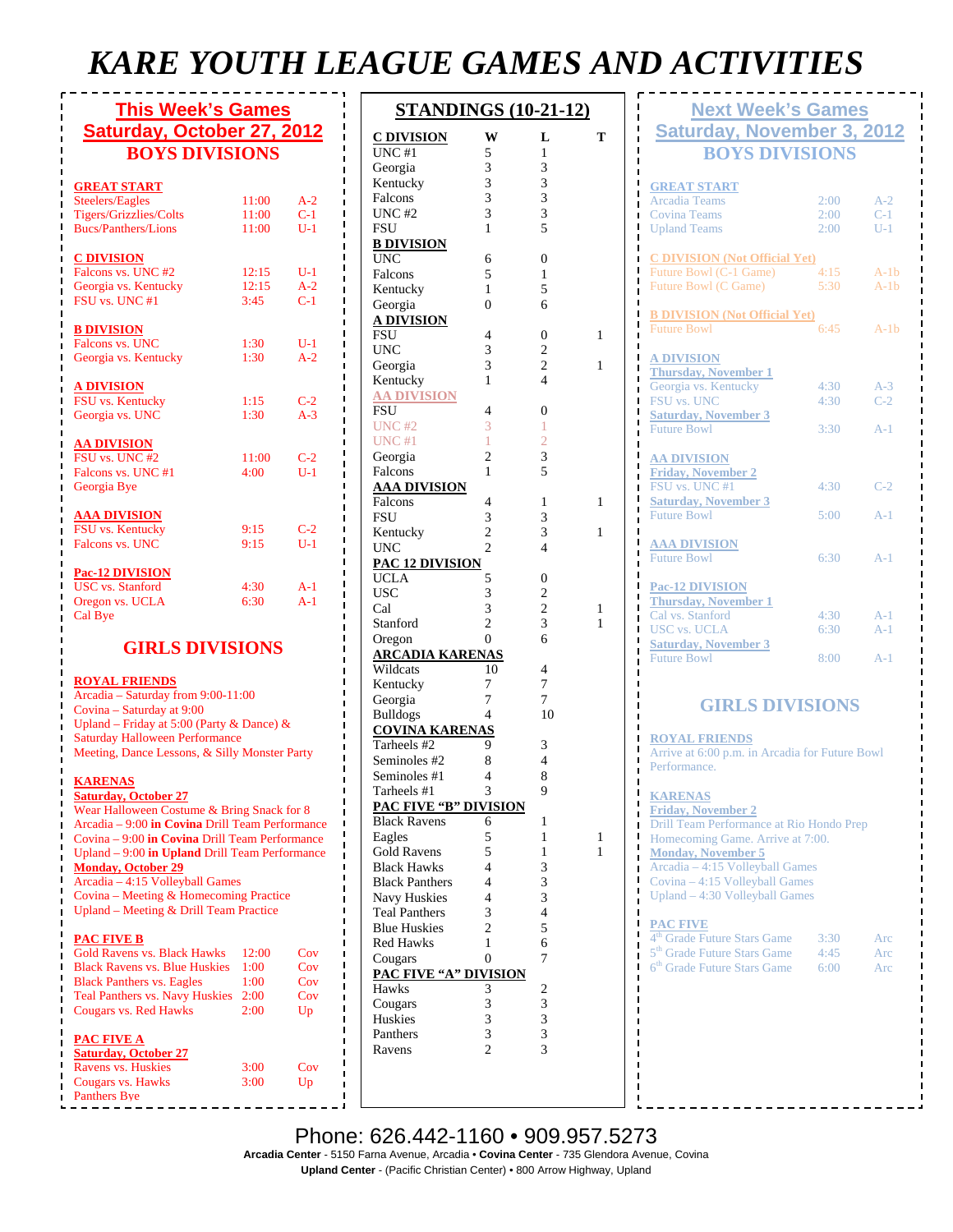# KARE YOUTH LEAGUE GAMES AND ACTIVITIES

## This Week's Games
## Saturday, October 27, 2012
## BOYS DIVISIONS

**GREAT START**

| | | |
|---|---|---|
| Steelers/Eagles | 11:00 | A-2 |
| Tigers/Grizzlies/Colts | 11:00 | C-1 |
| Bucs/Panthers/Lions | 11:00 | U-1 |

**C DIVISION**

| | | |
|---|---|---|
| Falcons vs. UNC #2 | 12:15 | U-1 |
| Georgia vs. Kentucky | 12:15 | A-2 |
| FSU vs. UNC #1 | 3:45 | C-1 |

**B DIVISION**

| | | |
|---|---|---|
| Falcons vs. UNC | 1:30 | U-1 |
| Georgia vs. Kentucky | 1:30 | A-2 |

**A DIVISION**

| | | |
|---|---|---|
| FSU vs. Kentucky | 1:15 | C-2 |
| Georgia vs. UNC | 1:30 | A-3 |

**AA DIVISION**

| | | |
|---|---|---|
| FSU vs. UNC #2 | 11:00 | C-2 |
| Falcons vs. UNC #1 | 4:00 | U-1 |
| Georgia Bye | | |

**AAA DIVISION**

| | | |
|---|---|---|
| FSU vs. Kentucky | 9:15 | C-2 |
| Falcons vs. UNC | 9:15 | U-1 |

**Pac-12 DIVISION**

| | | |
|---|---|---|
| USC vs. Stanford | 4:30 | A-1 |
| Oregon vs. UCLA | 6:30 | A-1 |
| Cal Bye | | |

## GIRLS DIVISIONS

**ROYAL FRIENDS**

Arcadia – Saturday from 9:00-11:00
Covina – Saturday at 9:00
Upland – Friday at 5:00 (Party & Dance) & Saturday Halloween Performance Meeting, Dance Lessons, & Silly Monster Party

**KARENAS**

**Saturday, October 27**
Wear Halloween Costume & Bring Snack for 8
Arcadia – 9:00 **in Covina** Drill Team Performance
Covina – 9:00 **in Covina** Drill Team Performance
Upland – 9:00 **in Upland** Drill Team Performance
**Monday, October 29**
Arcadia – 4:15 Volleyball Games
Covina – Meeting & Homecoming Practice
Upland – Meeting & Drill Team Practice

**PAC FIVE B**

| | | |
|---|---|---|
| Gold Ravens vs. Black Hawks | 12:00 | Cov |
| Black Ravens vs. Blue Huskies | 1:00 | Cov |
| Black Panthers vs. Eagles | 1:00 | Cov |
| Teal Panthers vs. Navy Huskies | 2:00 | Cov |
| Cougars vs. Red Hawks | 2:00 | Up |

**PAC FIVE A**

**Saturday, October 27**

| | | |
|---|---|---|
| Ravens vs. Huskies | 3:00 | Cov |
| Cougars vs. Hawks | 3:00 | Up |
| Panthers Bye | | |

## STANDINGS (10-21-12)

| C DIVISION | W | L | T |
|---|---|---|---|
| UNC #1 | 5 | 1 | |
| Georgia | 3 | 3 | |
| Kentucky | 3 | 3 | |
| Falcons | 3 | 3 | |
| UNC #2 | 3 | 3 | |
| FSU | 1 | 5 | |
| **B DIVISION** | | | |
| UNC | 6 | 0 | |
| Falcons | 5 | 1 | |
| Kentucky | 1 | 5 | |
| Georgia | 0 | 6 | |
| **A DIVISION** | | | |
| FSU | 4 | 0 | 1 |
| UNC | 3 | 2 | |
| Georgia | 3 | 2 | 1 |
| Kentucky | 1 | 4 | |
| **AA DIVISION** | | | |
| FSU | 4 | 0 | |
| UNC #2 | 3 | 1 | |
| UNC #1 | 1 | 2 | |
| Georgia | 2 | 3 | |
| Falcons | 1 | 5 | |
| **AAA DIVISION** | | | |
| Falcons | 4 | 1 | 1 |
| FSU | 3 | 3 | |
| Kentucky | 2 | 3 | 1 |
| UNC | 2 | 4 | |
| **PAC 12 DIVISION** | | | |
| UCLA | 5 | 0 | |
| USC | 3 | 2 | |
| Cal | 3 | 2 | 1 |
| Stanford | 2 | 3 | 1 |
| Oregon | 0 | 6 | |
| **ARCADIA KARENAS** | | | |
| Wildcats | 10 | 4 | |
| Kentucky | 7 | 7 | |
| Georgia | 7 | 7 | |
| Bulldogs | 4 | 10 | |
| **COVINA KARENAS** | | | |
| Tarheels #2 | 9 | 3 | |
| Seminoles #2 | 8 | 4 | |
| Seminoles #1 | 4 | 8 | |
| Tarheels #1 | 3 | 9 | |
| **PAC FIVE "B" DIVISION** | | | |
| Black Ravens | 6 | 1 | |
| Eagles | 5 | 1 | 1 |
| Gold Ravens | 5 | 1 | 1 |
| Black Hawks | 4 | 3 | |
| Black Panthers | 4 | 3 | |
| Navy Huskies | 4 | 3 | |
| Teal Panthers | 3 | 4 | |
| Blue Huskies | 2 | 5 | |
| Red Hawks | 1 | 6 | |
| Cougars | 0 | 7 | |
| **PAC FIVE "A" DIVISION** | | | |
| Hawks | 3 | 2 | |
| Cougars | 3 | 3 | |
| Huskies | 3 | 3 | |
| Panthers | 3 | 3 | |
| Ravens | 2 | 3 | |

## Next Week's Games
## Saturday, November 3, 2012
## BOYS DIVISIONS

**GREAT START**

| | | |
|---|---|---|
| Arcadia Teams | 2:00 | A-2 |
| Covina Teams | 2:00 | C-1 |
| Upland Teams | 2:00 | U-1 |

**C DIVISION (Not Official Yet)**

| | | |
|---|---|---|
| Future Bowl (C-1 Game) | 4:15 | A-1b |
| Future Bowl (C Game) | 5:30 | A-1b |

**B DIVISION (Not Official Yet)**

| | | |
|---|---|---|
| Future Bowl | 6:45 | A-1b |

**A DIVISION**

**Thursday, November 1**

| | | |
|---|---|---|
| Georgia vs. Kentucky | 4:30 | A-3 |
| FSU vs. UNC | 4:30 | C-2 |

**Saturday, November 3**

| | | |
|---|---|---|
| Future Bowl | 3:30 | A-1 |

**AA DIVISION**

**Friday, November 2**

| | | |
|---|---|---|
| FSU vs. UNC #1 | 4:30 | C-2 |

**Saturday, November 3**

| | | |
|---|---|---|
| Future Bowl | 5:00 | A-1 |

**AAA DIVISION**

| | | |
|---|---|---|
| Future Bowl | 6:30 | A-1 |

**Pac-12 DIVISION**

**Thursday, November 1**

| | | |
|---|---|---|
| Cal vs. Stanford | 4:30 | A-1 |
| USC vs. UCLA | 6:30 | A-1 |

**Saturday, November 3**

| | | |
|---|---|---|
| Future Bowl | 8:00 | A-1 |

## GIRLS DIVISIONS

**ROYAL FRIENDS**

Arrive at 6:00 p.m. in Arcadia for Future Bowl Performance.

**KARENAS**

**Friday, November 2**
Drill Team Performance at Rio Hondo Prep Homecoming Game. Arrive at 7:00.
**Monday, November 5**
Arcadia – 4:15 Volleyball Games
Covina – 4:15 Volleyball Games
Upland – 4:30 Volleyball Games

**PAC FIVE**

| | | |
|---|---|---|
| 4th Grade Future Stars Game | 3:30 | Arc |
| 5th Grade Future Stars Game | 4:45 | Arc |
| 6th Grade Future Stars Game | 6:00 | Arc |

Phone: 626.442-1160 • 909.957.5273

**Arcadia Center** - 5150 Farna Avenue, Arcadia • **Covina Center** - 735 Glendora Avenue, Covina
**Upland Center** - (Pacific Christian Center) • 800 Arrow Highway, Upland